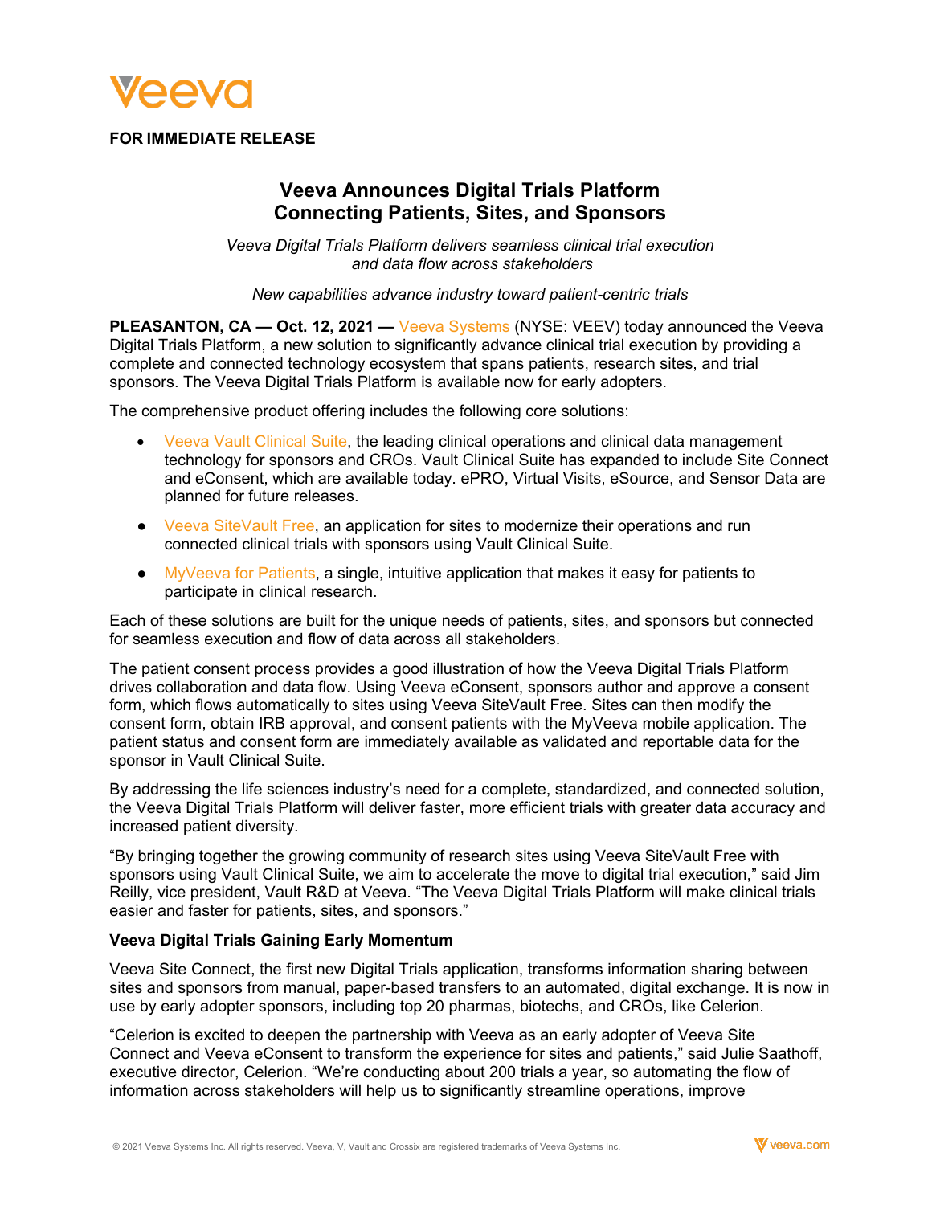**FOR IMMEDIATE RELEASE**

# Veeva Announces Digital Trials Platform Connecting Patients, Sites, and Sponsors

*Veeva Digital Trials Platform delivers seamless clinical trial execution and data flow across stakeholders*

*New capabilities advance industry toward patient-centric trials*

**PLEASANTON, CA — Oct. 12, 2021 —** Veeva Systems (NYSE: VEEV) today announced the Veeva Digital Trials Platform, a new solution to significantly advance clinical trial execution by providing a complete and connected technology ecosystem that spans patients, research sites, and trial sponsors. The Veeva Digital Trials Platform is available now for early adopters.

The comprehensive product offering includes the following core solutions:

- Veeva Vault Clinical Suite, the leading clinical operations and clinical data management technology for sponsors and CROs. Vault Clinical Suite has expanded to include Site Connect and eConsent, which are available today. ePRO, Virtual Visits, eSource, and Sensor Data are planned for future releases.
- Veeva SiteVault Free, an application for sites to modernize their operations and run connected clinical trials with sponsors using Vault Clinical Suite.
- MyVeeva for Patients, a single, intuitive application that makes it easy for patients to participate in clinical research.

Each of these solutions are built for the unique needs of patients, sites, and sponsors but connected for seamless execution and flow of data across all stakeholders.

The patient consent process provides a good illustration of how the Veeva Digital Trials Platform drives collaboration and data flow. Using Veeva eConsent, sponsors author and approve a consent form, which flows automatically to sites using Veeva SiteVault Free. Sites can then modify the consent form, obtain IRB approval, and consent patients with the MyVeeva mobile application. The patient status and consent form are immediately available as validated and reportable data for the sponsor in Vault Clinical Suite.

By addressing the life sciences industry's need for a complete, standardized, and connected solution, the Veeva Digital Trials Platform will deliver faster, more efficient trials with greater data accuracy and increased patient diversity.

"By bringing together the growing community of research sites using Veeva SiteVault Free with sponsors using Vault Clinical Suite, we aim to accelerate the move to digital trial execution," said Jim Reilly, vice president, Vault R&D at Veeva. "The Veeva Digital Trials Platform will make clinical trials easier and faster for patients, sites, and sponsors."

**Veeva Digital Trials Gaining Early Momentum**

Veeva Site Connect, the first new Digital Trials application, transforms information sharing between sites and sponsors from manual, paper-based transfers to an automated, digital exchange. It is now in use by early adopter sponsors, including top 20 pharmas, biotechs, and CROs, like Celerion.

"Celerion is excited to deepen the partnership with Veeva as an early adopter of Veeva Site Connect and Veeva eConsent to transform the experience for sites and patients," said Julie Saathoff, executive director, Celerion. "We're conducting about 200 trials a year, so automating the flow of information across stakeholders will help us to significantly streamline operations, improve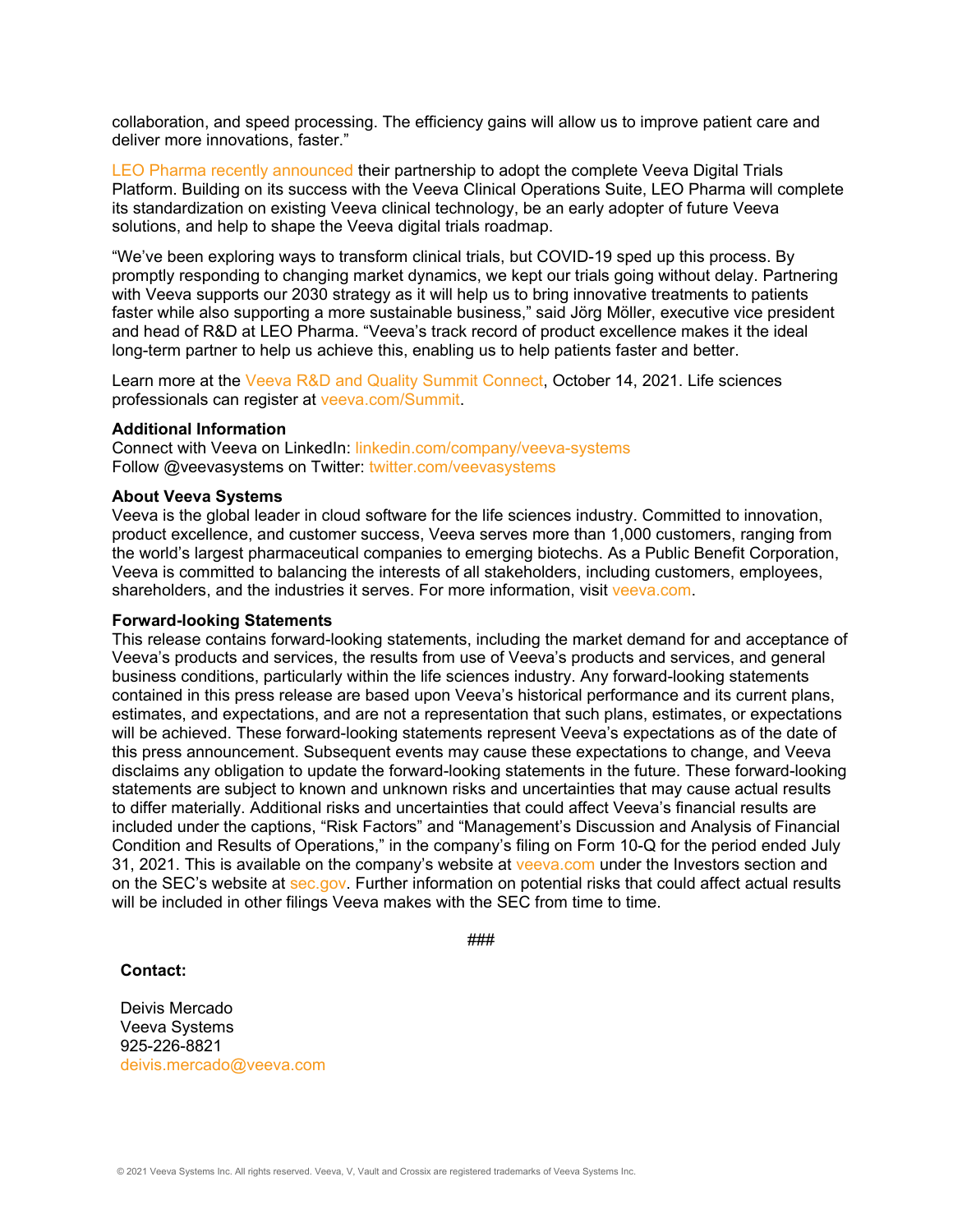collaboration, and speed processing. The efficiency gains will allow us to improve patient care and deliver more innovations, faster."

LEO Pharma recently announced their partnership to adopt the complete Veeva Digital Trials Platform. Building on its success with the Veeva Clinical Operations Suite, LEO Pharma will complete its standardization on existing Veeva clinical technology, be an early adopter of future Veeva solutions, and help to shape the Veeva digital trials roadmap.

"We've been exploring ways to transform clinical trials, but COVID-19 sped up this process. By promptly responding to changing market dynamics, we kept our trials going without delay. Partnering with Veeva supports our 2030 strategy as it will help us to bring innovative treatments to patients faster while also supporting a more sustainable business," said Jörg Möller, executive vice president and head of R&D at LEO Pharma. "Veeva's track record of product excellence makes it the ideal long-term partner to help us achieve this, enabling us to help patients faster and better.

Learn more at the Veeva R&D and Quality Summit Connect, October 14, 2021. Life sciences professionals can register at veeva.com/Summit.

**Additional Information**
Connect with Veeva on LinkedIn: linkedin.com/company/veeva-systems
Follow @veevasystems on Twitter: twitter.com/veevasystems

**About Veeva Systems**
Veeva is the global leader in cloud software for the life sciences industry. Committed to innovation, product excellence, and customer success, Veeva serves more than 1,000 customers, ranging from the world's largest pharmaceutical companies to emerging biotechs. As a Public Benefit Corporation, Veeva is committed to balancing the interests of all stakeholders, including customers, employees, shareholders, and the industries it serves. For more information, visit veeva.com.

**Forward-looking Statements**
This release contains forward-looking statements, including the market demand for and acceptance of Veeva's products and services, the results from use of Veeva's products and services, and general business conditions, particularly within the life sciences industry. Any forward-looking statements contained in this press release are based upon Veeva's historical performance and its current plans, estimates, and expectations, and are not a representation that such plans, estimates, or expectations will be achieved. These forward-looking statements represent Veeva's expectations as of the date of this press announcement. Subsequent events may cause these expectations to change, and Veeva disclaims any obligation to update the forward-looking statements in the future. These forward-looking statements are subject to known and unknown risks and uncertainties that may cause actual results to differ materially. Additional risks and uncertainties that could affect Veeva's financial results are included under the captions, "Risk Factors" and "Management's Discussion and Analysis of Financial Condition and Results of Operations," in the company's filing on Form 10-Q for the period ended July 31, 2021. This is available on the company's website at veeva.com under the Investors section and on the SEC's website at sec.gov. Further information on potential risks that could affect actual results will be included in other filings Veeva makes with the SEC from time to time.

###

**Contact:**

Deivis Mercado
Veeva Systems
925-226-8821
deivis.mercado@veeva.com

© 2021 Veeva Systems Inc. All rights reserved. Veeva, V, Vault and Crossix are registered trademarks of Veeva Systems Inc.